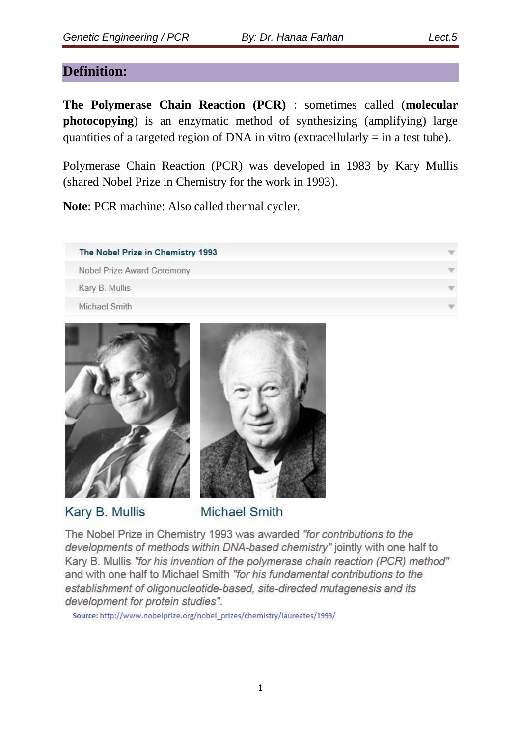## Definition:

**The Polymerase Chain Reaction (PCR)** : sometimes called (**molecular photocopying**) is an enzymatic method of synthesizing (amplifying) large quantities of a targeted region of DNA in vitro (extracellularly = in a test tube).

Polymerase Chain Reaction (PCR) was developed in 1983 by Kary Mullis (shared Nobel Prize in Chemistry for the work in 1993).

**Note**: PCR machine: Also called thermal cycler.

**The Nobel Prize in Chemistry 1993**

Nobel Prize Award Ceremony

Kary B. Mullis

Michael Smith

Kary B. Mullis &nbsp;&nbsp;&nbsp;&nbsp; Michael Smith

The Nobel Prize in Chemistry 1993 was awarded *"for contributions to the developments of methods within DNA-based chemistry"* jointly with one half to Kary B. Mullis *"for his invention of the polymerase chain reaction (PCR) method"* and with one half to Michael Smith *"for his fundamental contributions to the establishment of oligonucleotide-based, site-directed mutagenesis and its development for protein studies"*.

**Source:** http://www.nobelprize.org/nobel_prizes/chemistry/laureates/1993/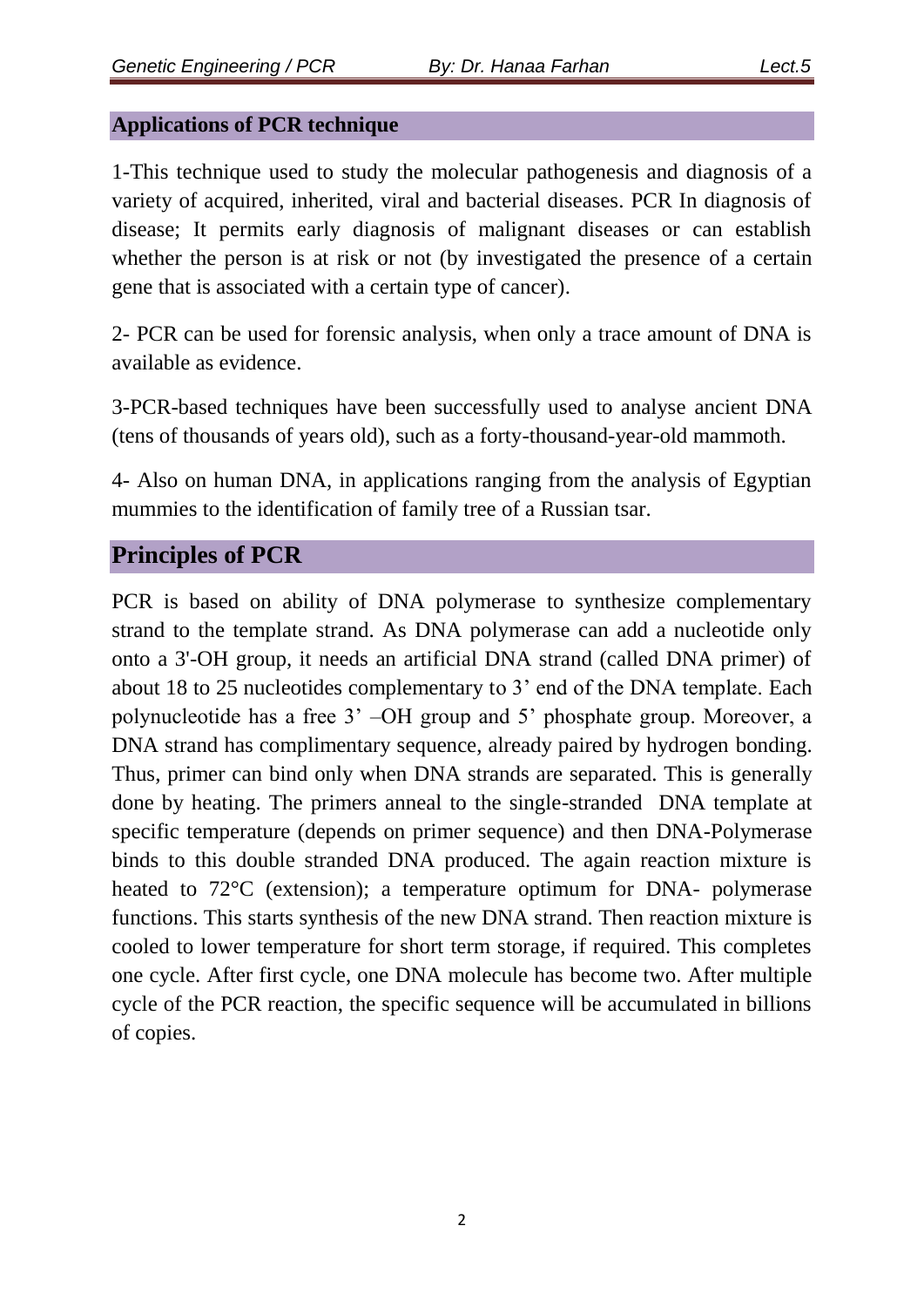## Applications of PCR technique

1-This technique used to study the molecular pathogenesis and diagnosis of a variety of acquired, inherited, viral and bacterial diseases. PCR In diagnosis of disease; It permits early diagnosis of malignant diseases or can establish whether the person is at risk or not (by investigated the presence of a certain gene that is associated with a certain type of cancer).

2- PCR can be used for forensic analysis, when only a trace amount of DNA is available as evidence.

3-PCR-based techniques have been successfully used to analyse ancient DNA (tens of thousands of years old), such as a forty-thousand-year-old mammoth.

4- Also on human DNA, in applications ranging from the analysis of Egyptian mummies to the identification of family tree of a Russian tsar.

## Principles of PCR

PCR is based on ability of DNA polymerase to synthesize complementary strand to the template strand. As DNA polymerase can add a nucleotide only onto a 3'-OH group, it needs an artificial DNA strand (called DNA primer) of about 18 to 25 nucleotides complementary to 3' end of the DNA template. Each polynucleotide has a free 3' –OH group and 5' phosphate group. Moreover, a DNA strand has complimentary sequence, already paired by hydrogen bonding. Thus, primer can bind only when DNA strands are separated. This is generally done by heating. The primers anneal to the single-stranded DNA template at specific temperature (depends on primer sequence) and then DNA-Polymerase binds to this double stranded DNA produced. The again reaction mixture is heated to 72°C (extension); a temperature optimum for DNA- polymerase functions. This starts synthesis of the new DNA strand. Then reaction mixture is cooled to lower temperature for short term storage, if required. This completes one cycle. After first cycle, one DNA molecule has become two. After multiple cycle of the PCR reaction, the specific sequence will be accumulated in billions of copies.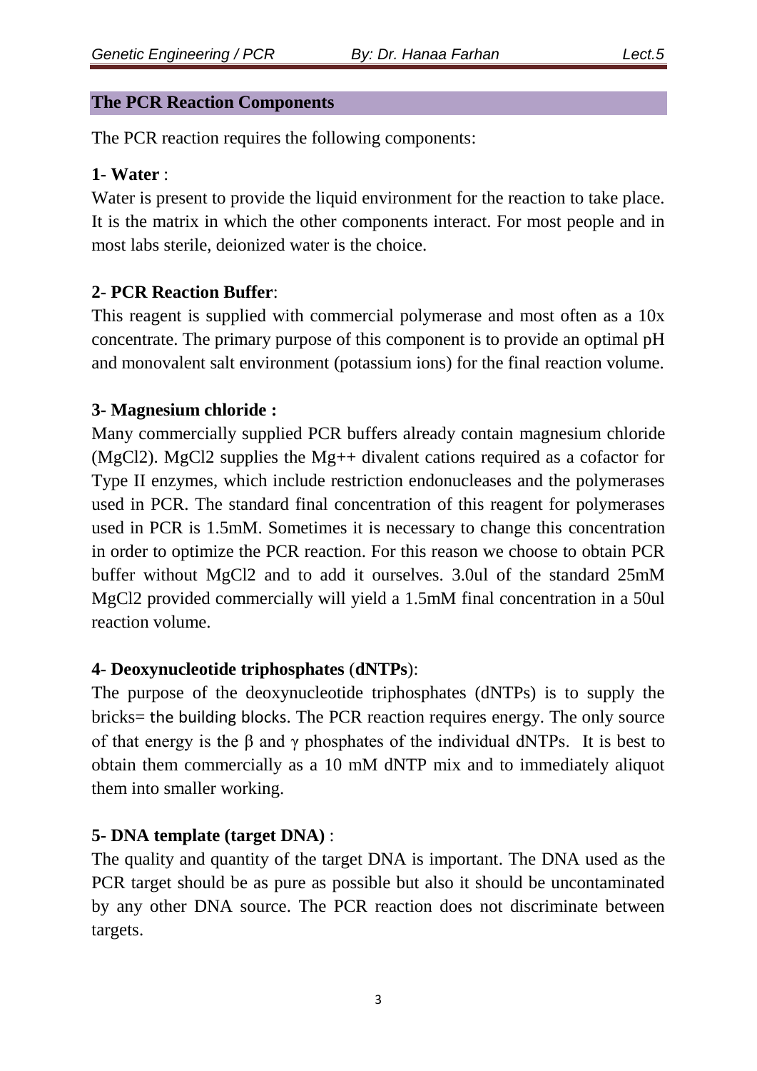## The PCR Reaction Components

The PCR reaction requires the following components:

**1- Water** :

Water is present to provide the liquid environment for the reaction to take place. It is the matrix in which the other components interact. For most people and in most labs sterile, deionized water is the choice.

**2- PCR Reaction Buffer**:

This reagent is supplied with commercial polymerase and most often as a 10x concentrate. The primary purpose of this component is to provide an optimal pH and monovalent salt environment (potassium ions) for the final reaction volume.

**3- Magnesium chloride :**

Many commercially supplied PCR buffers already contain magnesium chloride ($MgCl_2$). $MgCl_2$ supplies the $Mg^{++}$ divalent cations required as a cofactor for Type II enzymes, which include restriction endonucleases and the polymerases used in PCR. The standard final concentration of this reagent for polymerases used in PCR is 1.5mM. Sometimes it is necessary to change this concentration in order to optimize the PCR reaction. For this reason we choose to obtain PCR buffer without $MgCl_2$ and to add it ourselves. 3.0ul of the standard 25mM $MgCl_2$ provided commercially will yield a 1.5mM final concentration in a 50ul reaction volume.

**4- Deoxynucleotide triphosphates** (**dNTPs**):

The purpose of the deoxynucleotide triphosphates (dNTPs) is to supply the bricks= the building blocks. The PCR reaction requires energy. The only source of that energy is the $\beta$ and $\gamma$ phosphates of the individual dNTPs. It is best to obtain them commercially as a 10 mM dNTP mix and to immediately aliquot them into smaller working.

**5- DNA template (target DNA)** :

The quality and quantity of the target DNA is important. The DNA used as the PCR target should be as pure as possible but also it should be uncontaminated by any other DNA source. The PCR reaction does not discriminate between targets.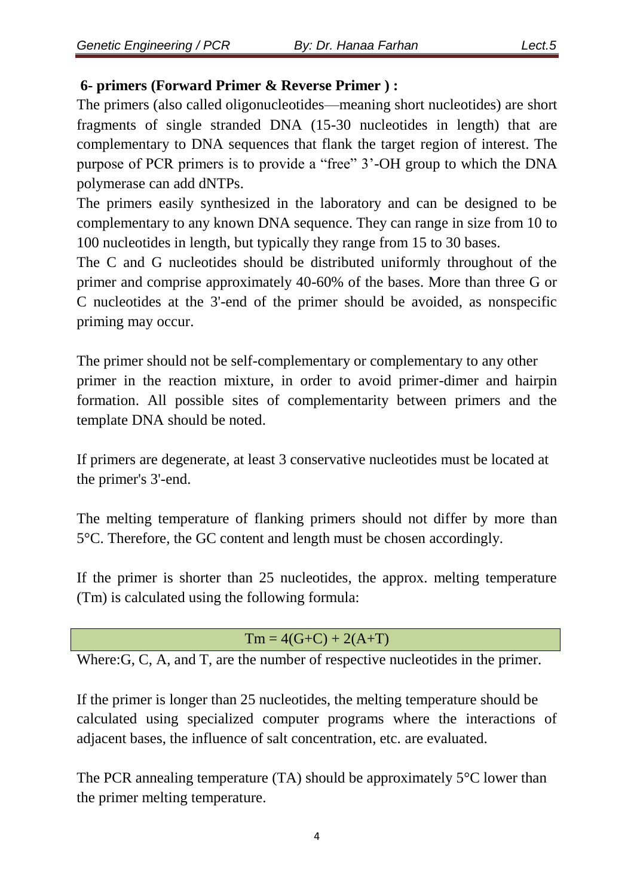**6- primers (Forward Primer & Reverse Primer ) :**

The primers (also called oligonucleotides—meaning short nucleotides) are short fragments of single stranded DNA (15-30 nucleotides in length) that are complementary to DNA sequences that flank the target region of interest. The purpose of PCR primers is to provide a "free" 3'-OH group to which the DNA polymerase can add dNTPs.

The primers easily synthesized in the laboratory and can be designed to be complementary to any known DNA sequence. They can range in size from 10 to 100 nucleotides in length, but typically they range from 15 to 30 bases.

The C and G nucleotides should be distributed uniformly throughout of the primer and comprise approximately 40-60% of the bases. More than three G or C nucleotides at the 3'-end of the primer should be avoided, as nonspecific priming may occur.

The primer should not be self-complementary or complementary to any other primer in the reaction mixture, in order to avoid primer-dimer and hairpin formation. All possible sites of complementarity between primers and the template DNA should be noted.

If primers are degenerate, at least 3 conservative nucleotides must be located at the primer's 3'-end.

The melting temperature of flanking primers should not differ by more than 5°C. Therefore, the GC content and length must be chosen accordingly.

If the primer is shorter than 25 nucleotides, the approx. melting temperature (Tm) is calculated using the following formula:

$$Tm = 4(G+C) + 2(A+T)$$

Where:G, C, A, and T, are the number of respective nucleotides in the primer.

If the primer is longer than 25 nucleotides, the melting temperature should be calculated using specialized computer programs where the interactions of adjacent bases, the influence of salt concentration, etc. are evaluated.

The PCR annealing temperature (TA) should be approximately 5°C lower than the primer melting temperature.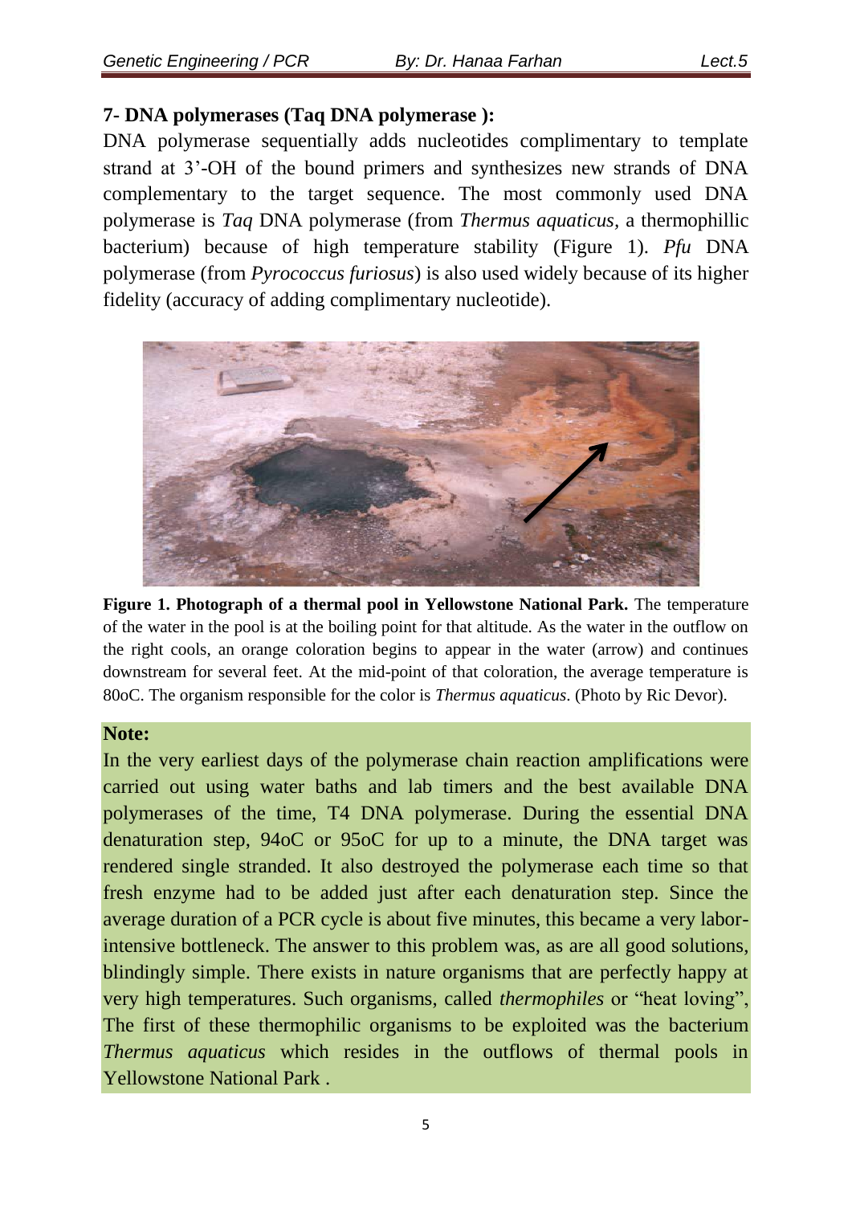## 7- DNA polymerases (Taq DNA polymerase ):

DNA polymerase sequentially adds nucleotides complimentary to template strand at 3'-OH of the bound primers and synthesizes new strands of DNA complementary to the target sequence. The most commonly used DNA polymerase is *Taq* DNA polymerase (from *Thermus aquaticus*, a thermophillic bacterium) because of high temperature stability (Figure 1). *Pfu* DNA polymerase (from *Pyrococcus furiosus*) is also used widely because of its higher fidelity (accuracy of adding complimentary nucleotide).

**Figure 1. Photograph of a thermal pool in Yellowstone National Park.** The temperature of the water in the pool is at the boiling point for that altitude. As the water in the outflow on the right cools, an orange coloration begins to appear in the water (arrow) and continues downstream for several feet. At the mid-point of that coloration, the average temperature is 80oC. The organism responsible for the color is *Thermus aquaticus*. (Photo by Ric Devor).

**Note:**

In the very earliest days of the polymerase chain reaction amplifications were carried out using water baths and lab timers and the best available DNA polymerases of the time, T4 DNA polymerase. During the essential DNA denaturation step, 94oC or 95oC for up to a minute, the DNA target was rendered single stranded. It also destroyed the polymerase each time so that fresh enzyme had to be added just after each denaturation step. Since the average duration of a PCR cycle is about five minutes, this became a very labor-intensive bottleneck. The answer to this problem was, as are all good solutions, blindingly simple. There exists in nature organisms that are perfectly happy at very high temperatures. Such organisms, called *thermophiles* or "heat loving", The first of these thermophilic organisms to be exploited was the bacterium *Thermus aquaticus* which resides in the outflows of thermal pools in Yellowstone National Park .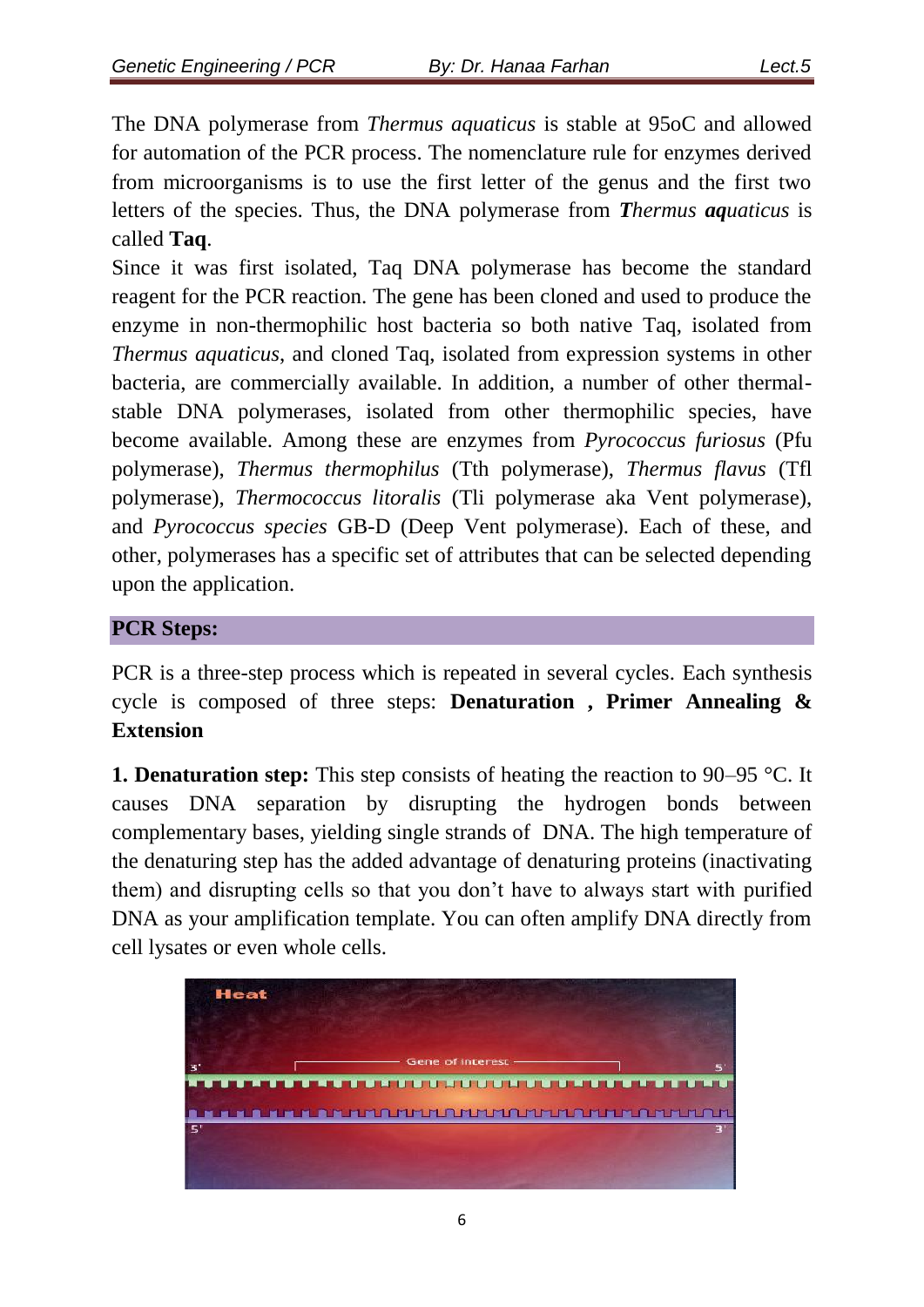The DNA polymerase from *Thermus aquaticus* is stable at 95oC and allowed for automation of the PCR process. The nomenclature rule for enzymes derived from microorganisms is to use the first letter of the genus and the first two letters of the species. Thus, the DNA polymerase from ***T**hermus **aq**uaticus* is called **Taq**.

Since it was first isolated, Taq DNA polymerase has become the standard reagent for the PCR reaction. The gene has been cloned and used to produce the enzyme in non-thermophilic host bacteria so both native Taq, isolated from *Thermus aquaticus*, and cloned Taq, isolated from expression systems in other bacteria, are commercially available. In addition, a number of other thermal-stable DNA polymerases, isolated from other thermophilic species, have become available. Among these are enzymes from *Pyrococcus furiosus* (Pfu polymerase), *Thermus thermophilus* (Tth polymerase), *Thermus flavus* (Tfl polymerase), *Thermococcus litoralis* (Tli polymerase aka Vent polymerase), and *Pyrococcus species* GB-D (Deep Vent polymerase). Each of these, and other, polymerases has a specific set of attributes that can be selected depending upon the application.

## PCR Steps:

PCR is a three-step process which is repeated in several cycles. Each synthesis cycle is composed of three steps: **Denaturation , Primer Annealing & Extension**

**1. Denaturation step:** This step consists of heating the reaction to 90–95 °C. It causes DNA separation by disrupting the hydrogen bonds between complementary bases, yielding single strands of DNA. The high temperature of the denaturing step has the added advantage of denaturing proteins (inactivating them) and disrupting cells so that you don't have to always start with purified DNA as your amplification template. You can often amplify DNA directly from cell lysates or even whole cells.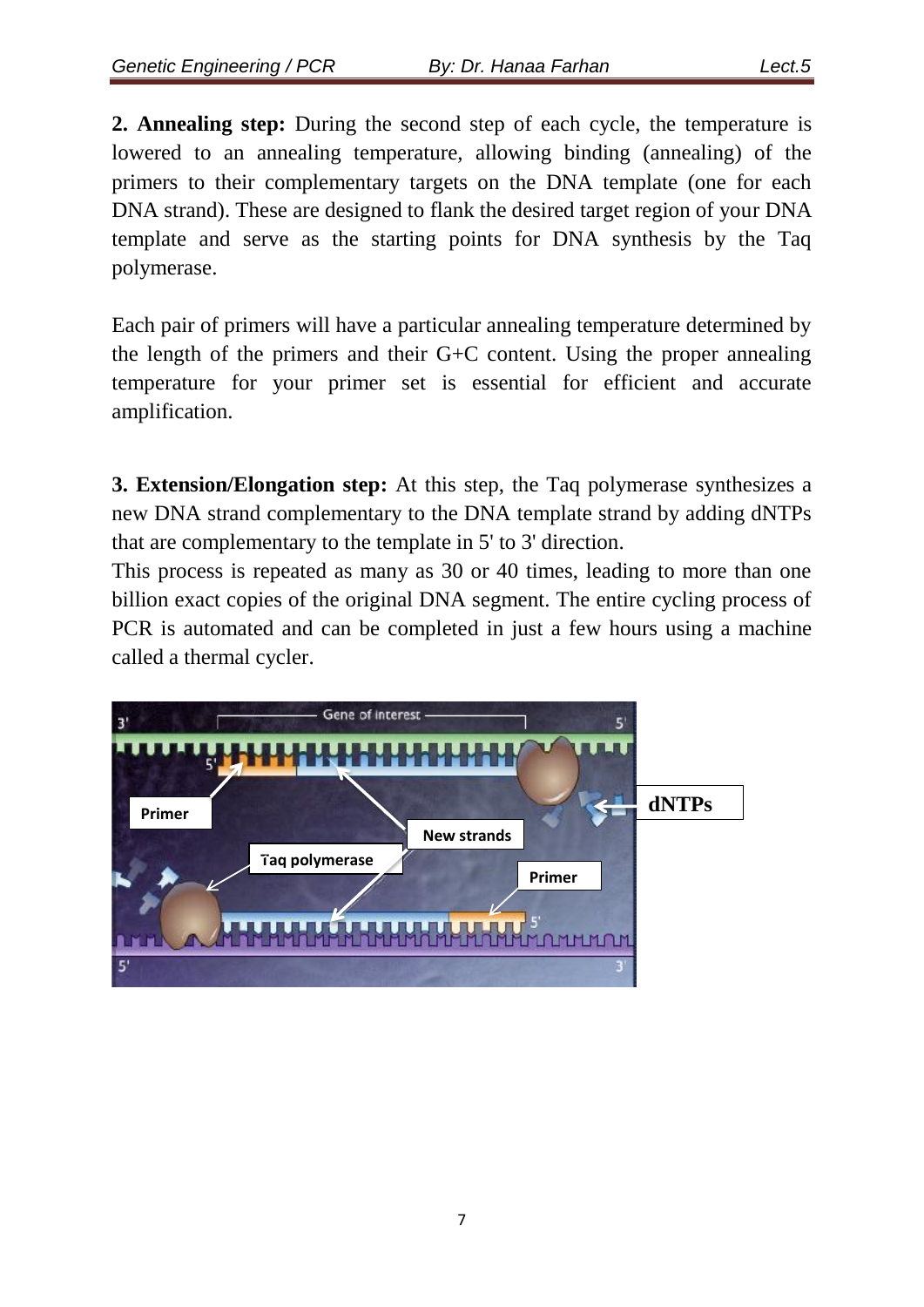**2. Annealing step:** During the second step of each cycle, the temperature is lowered to an annealing temperature, allowing binding (annealing) of the primers to their complementary targets on the DNA template (one for each DNA strand). These are designed to flank the desired target region of your DNA template and serve as the starting points for DNA synthesis by the Taq polymerase.

Each pair of primers will have a particular annealing temperature determined by the length of the primers and their G+C content. Using the proper annealing temperature for your primer set is essential for efficient and accurate amplification.

**3. Extension/Elongation step:** At this step, the Taq polymerase synthesizes a new DNA strand complementary to the DNA template strand by adding dNTPs that are complementary to the template in 5' to 3' direction.

This process is repeated as many as 30 or 40 times, leading to more than one billion exact copies of the original DNA segment. The entire cycling process of PCR is automated and can be completed in just a few hours using a machine called a thermal cycler.

Gene of interest
3'
5'
5'
Primer
New strands
dNTPs
Taq polymerase
Primer
5'
5'
3'